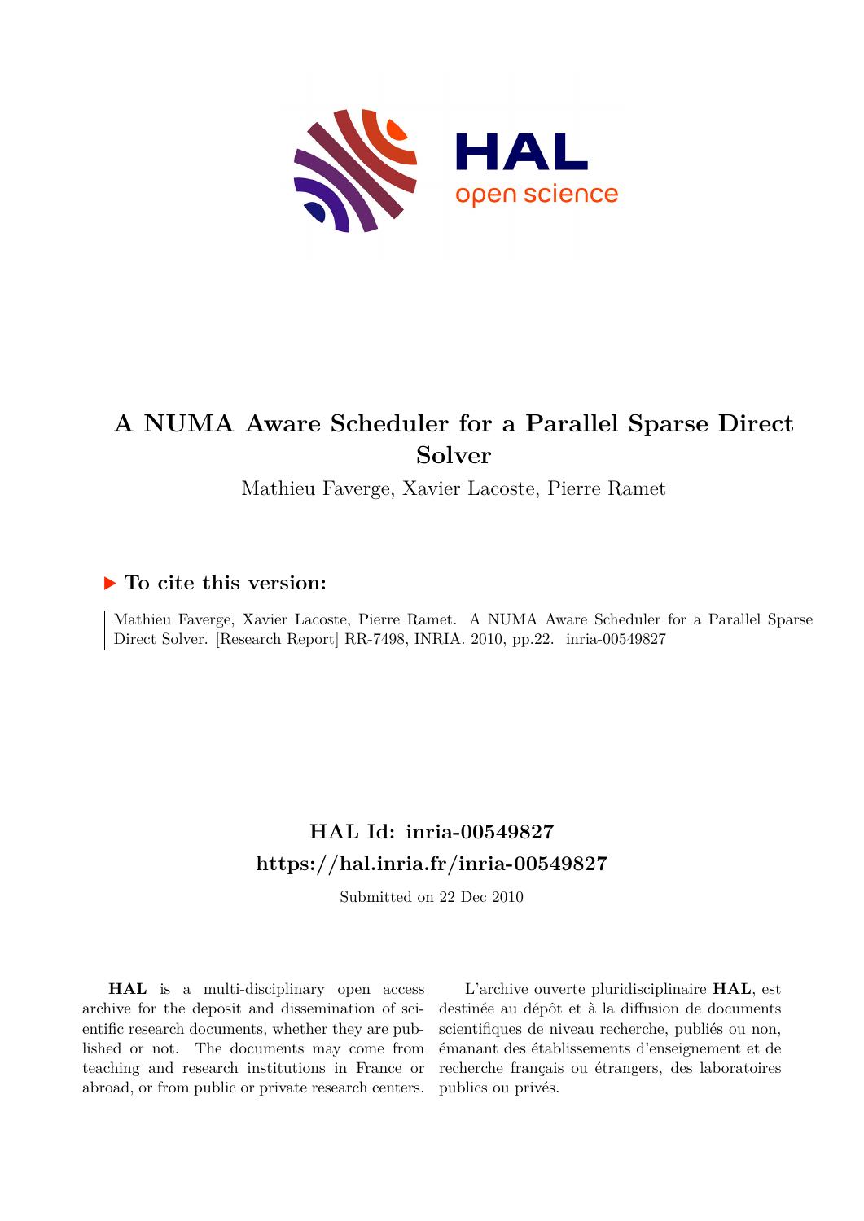# A NUMA Aware Scheduler for a Parallel Sparse Direct Solver

Mathieu Faverge, Xavier Lacoste, Pierre Ramet

### ▶ To cite this version:

Mathieu Faverge, Xavier Lacoste, Pierre Ramet. A NUMA Aware Scheduler for a Parallel Sparse Direct Solver. [Research Report] RR-7498, INRIA. 2010, pp.22. inria-00549827

## HAL Id: inria-00549827

## https://hal.inria.fr/inria-00549827

Submitted on 22 Dec 2010

**HAL** is a multi-disciplinary open access archive for the deposit and dissemination of scientific research documents, whether they are published or not. The documents may come from teaching and research institutions in France or abroad, or from public or private research centers.

L'archive ouverte pluridisciplinaire **HAL**, est destinée au dépôt et à la diffusion de documents scientifiques de niveau recherche, publiés ou non, émanant des établissements d'enseignement et de recherche français ou étrangers, des laboratoires publics ou privés.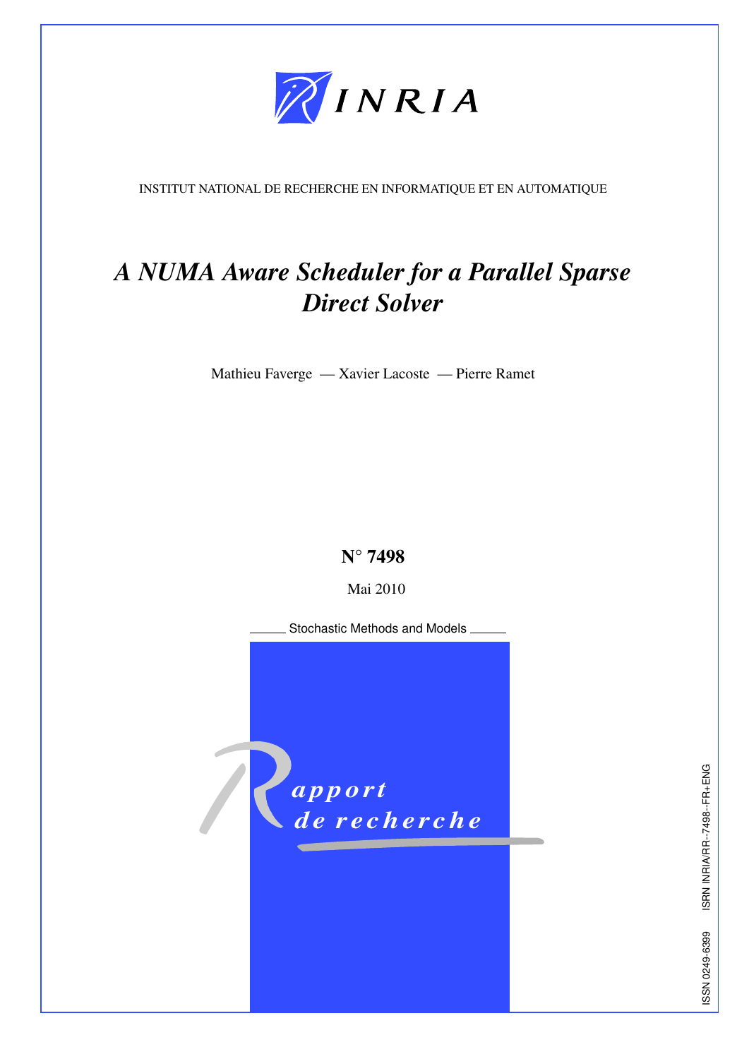INRIA

INSTITUT NATIONAL DE RECHERCHE EN INFORMATIQUE ET EN AUTOMATIQUE

# *A NUMA Aware Scheduler for a Parallel Sparse Direct Solver*

Mathieu Faverge — Xavier Lacoste — Pierre Ramet

**N° 7498**

Mai 2010

Stochastic Methods and Models

Rapport de recherche

ISSN 0249-6399 ISRN INRIA/RR--7498--FR+ENG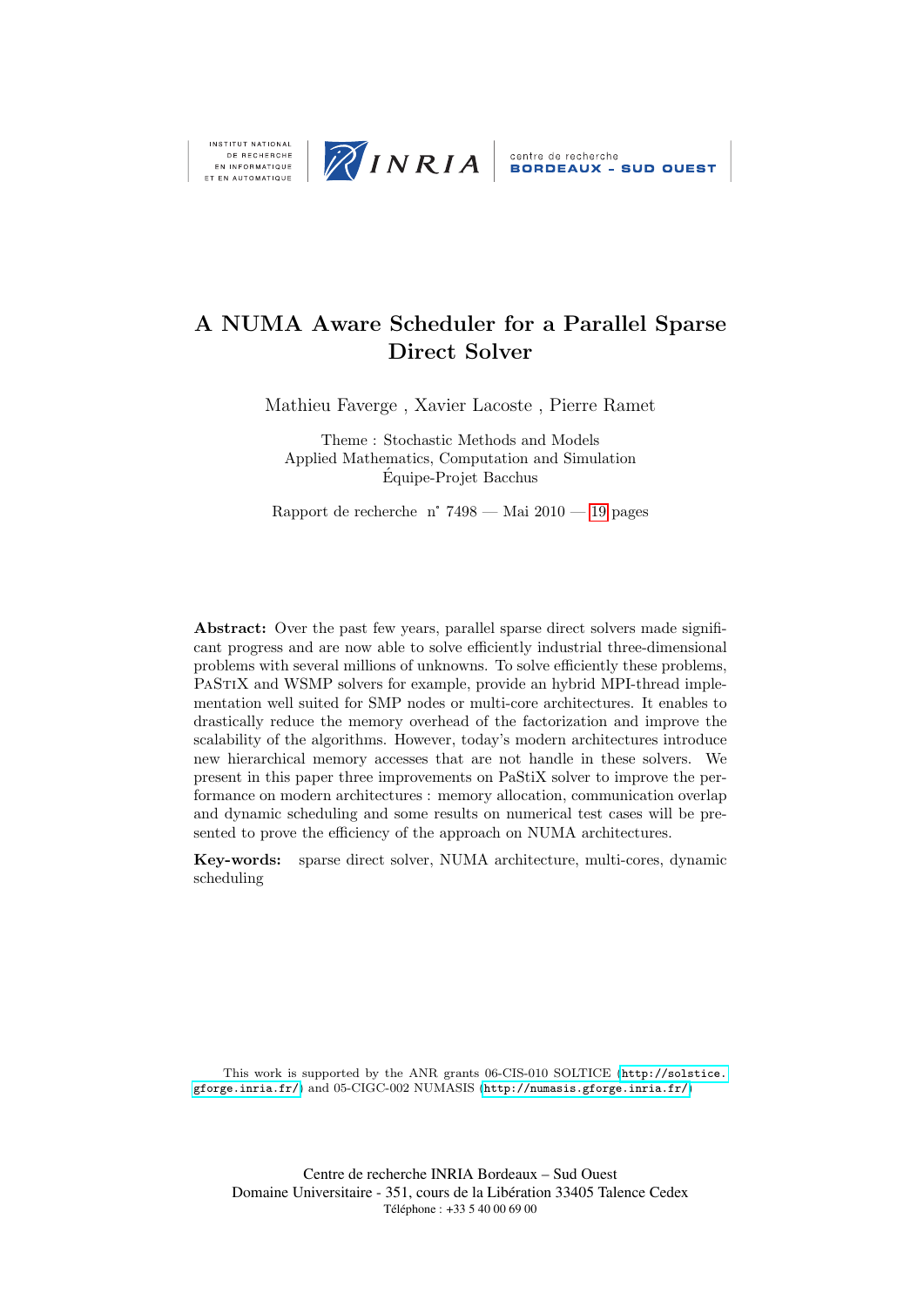INSTITUT NATIONAL DE RECHERCHE EN INFORMATIQUE ET EN AUTOMATIQUE

INRIA

centre de recherche BORDEAUX - SUD OUEST

# A NUMA Aware Scheduler for a Parallel Sparse Direct Solver

Mathieu Faverge , Xavier Lacoste , Pierre Ramet

Theme : Stochastic Methods and Models
Applied Mathematics, Computation and Simulation
Équipe-Projet Bacchus

Rapport de recherche n° 7498 — Mai 2010 — 19 pages

**Abstract:** Over the past few years, parallel sparse direct solvers made significant progress and are now able to solve efficiently industrial three-dimensional problems with several millions of unknowns. To solve efficiently these problems, PaStiX and WSMP solvers for example, provide an hybrid MPI-thread implementation well suited for SMP nodes or multi-core architectures. It enables to drastically reduce the memory overhead of the factorization and improve the scalability of the algorithms. However, today's modern architectures introduce new hierarchical memory accesses that are not handle in these solvers. We present in this paper three improvements on PaStiX solver to improve the performance on modern architectures : memory allocation, communication overlap and dynamic scheduling and some results on numerical test cases will be presented to prove the efficiency of the approach on NUMA architectures.

**Key-words:** sparse direct solver, NUMA architecture, multi-cores, dynamic scheduling

This work is supported by the ANR grants 06-CIS-010 SOLTICE (http://solstice.gforge.inria.fr/) and 05-CIGC-002 NUMASIS (http://numasis.gforge.inria.fr/)

Centre de recherche INRIA Bordeaux – Sud Ouest
Domaine Universitaire - 351, cours de la Libération 33405 Talence Cedex
Téléphone : +33 5 40 00 69 00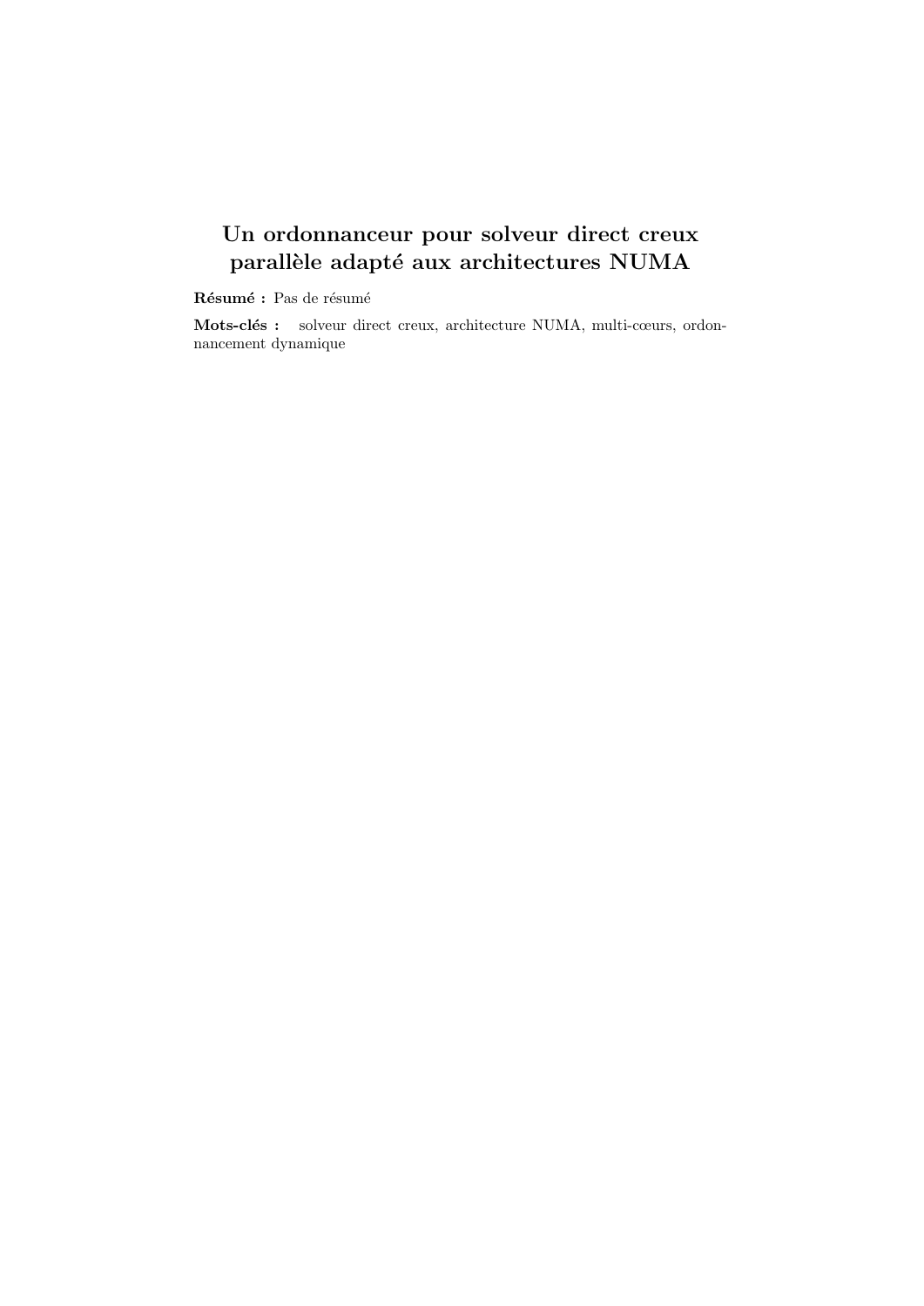# Un ordonnanceur pour solveur direct creux parallèle adapté aux architectures NUMA

**Résumé :** Pas de résumé

**Mots-clés :** solveur direct creux, architecture NUMA, multi-cœurs, ordonnancement dynamique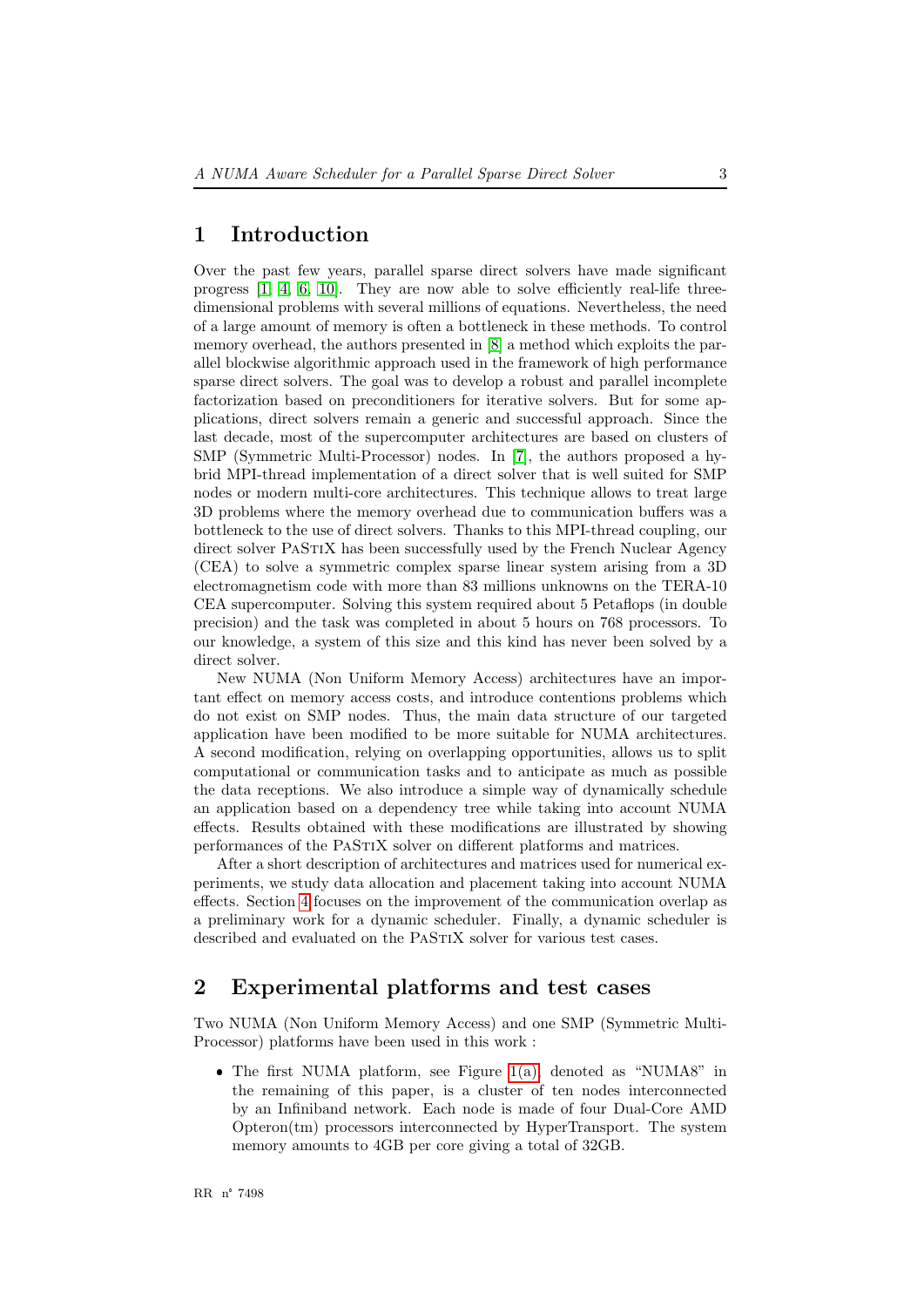# 1 Introduction

Over the past few years, parallel sparse direct solvers have made significant progress [1, 4, 6, 10]. They are now able to solve efficiently real-life three-dimensional problems with several millions of equations. Nevertheless, the need of a large amount of memory is often a bottleneck in these methods. To control memory overhead, the authors presented in [8] a method which exploits the parallel blockwise algorithmic approach used in the framework of high performance sparse direct solvers. The goal was to develop a robust and parallel incomplete factorization based on preconditioners for iterative solvers. But for some applications, direct solvers remain a generic and successful approach. Since the last decade, most of the supercomputer architectures are based on clusters of SMP (Symmetric Multi-Processor) nodes. In [7], the authors proposed a hybrid MPI-thread implementation of a direct solver that is well suited for SMP nodes or modern multi-core architectures. This technique allows to treat large 3D problems where the memory overhead due to communication buffers was a bottleneck to the use of direct solvers. Thanks to this MPI-thread coupling, our direct solver PaStiX has been successfully used by the French Nuclear Agency (CEA) to solve a symmetric complex sparse linear system arising from a 3D electromagnetism code with more than 83 millions unknowns on the TERA-10 CEA supercomputer. Solving this system required about 5 Petaflops (in double precision) and the task was completed in about 5 hours on 768 processors. To our knowledge, a system of this size and this kind has never been solved by a direct solver.

New NUMA (Non Uniform Memory Access) architectures have an important effect on memory access costs, and introduce contentions problems which do not exist on SMP nodes. Thus, the main data structure of our targeted application have been modified to be more suitable for NUMA architectures. A second modification, relying on overlapping opportunities, allows us to split computational or communication tasks and to anticipate as much as possible the data receptions. We also introduce a simple way of dynamically schedule an application based on a dependency tree while taking into account NUMA effects. Results obtained with these modifications are illustrated by showing performances of the PaStiX solver on different platforms and matrices.

After a short description of architectures and matrices used for numerical experiments, we study data allocation and placement taking into account NUMA effects. Section 4 focuses on the improvement of the communication overlap as a preliminary work for a dynamic scheduler. Finally, a dynamic scheduler is described and evaluated on the PaStiX solver for various test cases.

# 2 Experimental platforms and test cases

Two NUMA (Non Uniform Memory Access) and one SMP (Symmetric Multi-Processor) platforms have been used in this work :

- The first NUMA platform, see Figure 1(a), denoted as "NUMA8" in the remaining of this paper, is a cluster of ten nodes interconnected by an Infiniband network. Each node is made of four Dual-Core AMD Opteron(tm) processors interconnected by HyperTransport. The system memory amounts to 4GB per core giving a total of 32GB.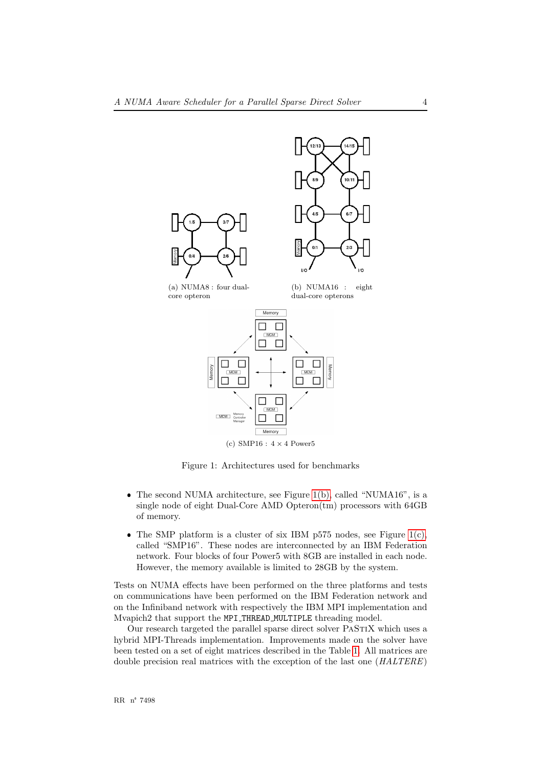(a) NUMA8 : four dual-core opteron

(b) NUMA16 : eight dual-core opterons

(c) SMP16 : $4 \times 4$ Power5

Figure 1: Architectures used for benchmarks

- The second NUMA architecture, see Figure 1(b), called "NUMA16", is a single node of eight Dual-Core AMD Opteron(tm) processors with 64GB of memory.
- The SMP platform is a cluster of six IBM p575 nodes, see Figure 1(c), called "SMP16". These nodes are interconnected by an IBM Federation network. Four blocks of four Power5 with 8GB are installed in each node. However, the memory available is limited to 28GB by the system.

Tests on NUMA effects have been performed on the three platforms and tests on communications have been performed on the IBM Federation network and on the Infiniband network with respectively the IBM MPI implementation and Mvapich2 that support the `MPI_THREAD_MULTIPLE` threading model.

Our research targeted the parallel sparse direct solver PaStiX which uses a hybrid MPI-Threads implementation. Improvements made on the solver have been tested on a set of eight matrices described in the Table 1. All matrices are double precision real matrices with the exception of the last one (*HALTERE*)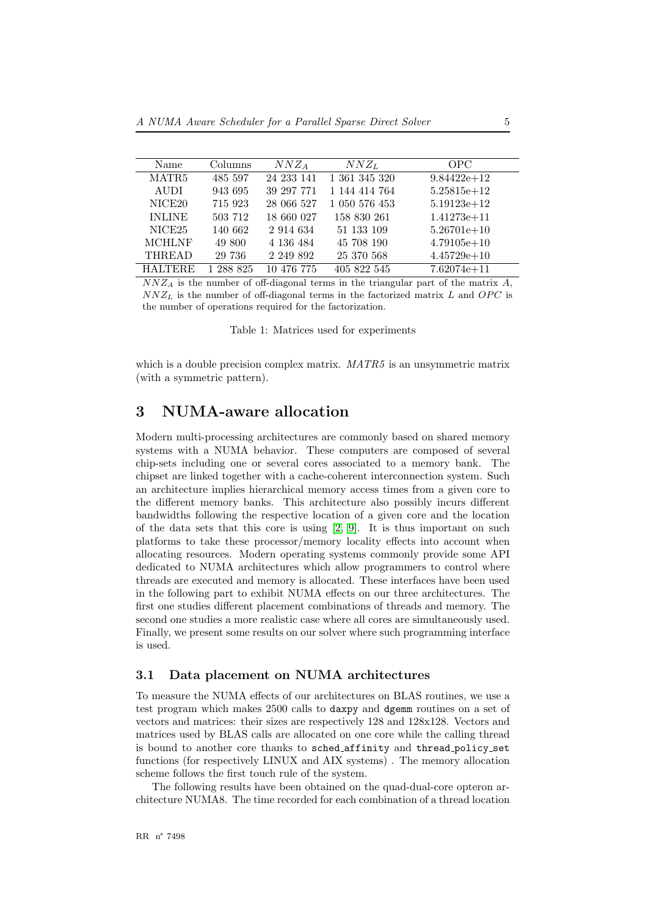| Name | Columns | $NNZ_A$ | $NNZ_L$ | OPC |
|---|---|---|---|---|
| MATR5 | 485 597 | 24 233 141 | 1 361 345 320 | 9.84422e+12 |
| AUDI | 943 695 | 39 297 771 | 1 144 414 764 | 5.25815e+12 |
| NICE20 | 715 923 | 28 066 527 | 1 050 576 453 | 5.19123e+12 |
| INLINE | 503 712 | 18 660 027 | 158 830 261 | 1.41273e+11 |
| NICE25 | 140 662 | 2 914 634 | 51 133 109 | 5.26701e+10 |
| MCHLNF | 49 800 | 4 136 484 | 45 708 190 | 4.79105e+10 |
| THREAD | 29 736 | 2 249 892 | 25 370 568 | 4.45729e+10 |
| HALTERE | 1 288 825 | 10 476 775 | 405 822 545 | 7.62074e+11 |

$NNZ_A$ is the number of off-diagonal terms in the triangular part of the matrix $A$, $NNZ_L$ is the number of off-diagonal terms in the factorized matrix $L$ and $OPC$ is the number of operations required for the factorization.

Table 1: Matrices used for experiments

which is a double precision complex matrix. *MATR5* is an unsymmetric matrix (with a symmetric pattern).

# 3 NUMA-aware allocation

Modern multi-processing architectures are commonly based on shared memory systems with a NUMA behavior. These computers are composed of several chip-sets including one or several cores associated to a memory bank. The chipset are linked together with a cache-coherent interconnection system. Such an architecture implies hierarchical memory access times from a given core to the different memory banks. This architecture also possibly incurs different bandwidths following the respective location of a given core and the location of the data sets that this core is using [2, 9]. It is thus important on such platforms to take these processor/memory locality effects into account when allocating resources. Modern operating systems commonly provide some API dedicated to NUMA architectures which allow programmers to control where threads are executed and memory is allocated. These interfaces have been used in the following part to exhibit NUMA effects on our three architectures. The first one studies different placement combinations of threads and memory. The second one studies a more realistic case where all cores are simultaneously used. Finally, we present some results on our solver where such programming interface is used.

## 3.1 Data placement on NUMA architectures

To measure the NUMA effects of our architectures on BLAS routines, we use a test program which makes 2500 calls to `daxpy` and `dgemm` routines on a set of vectors and matrices: their sizes are respectively 128 and 128x128. Vectors and matrices used by BLAS calls are allocated on one core while the calling thread is bound to another core thanks to `sched_affinity` and `thread_policy_set` functions (for respectively LINUX and AIX systems) . The memory allocation scheme follows the first touch rule of the system.

The following results have been obtained on the quad-dual-core opteron architecture NUMA8. The time recorded for each combination of a thread location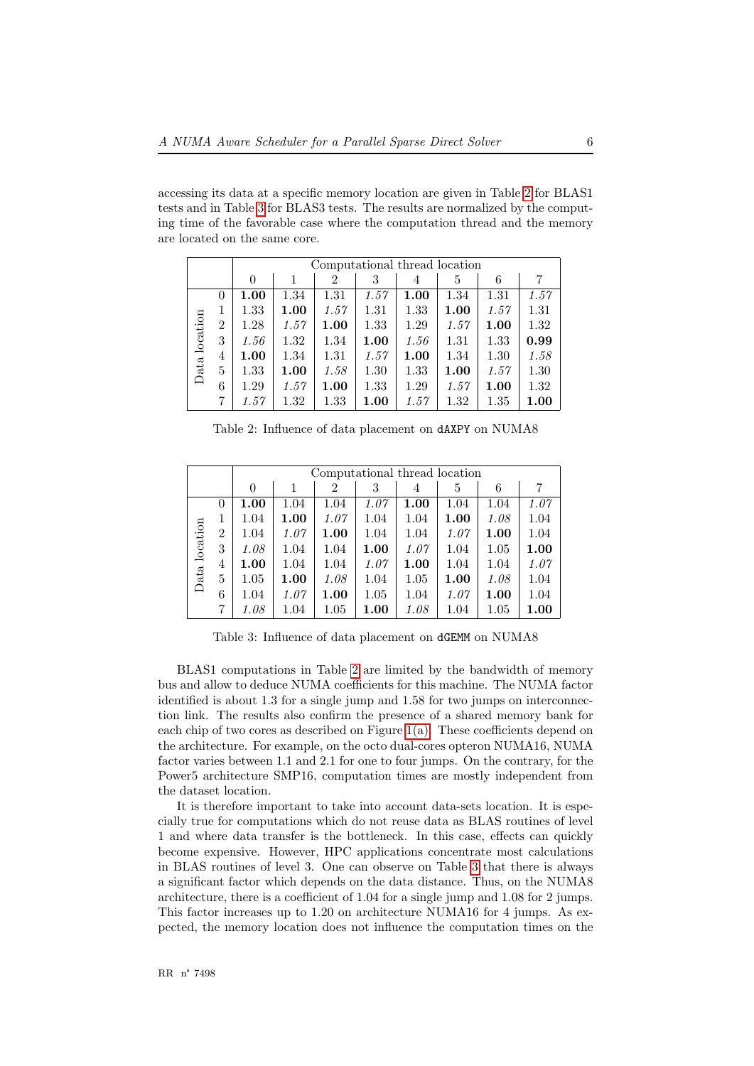accessing its data at a specific memory location are given in Table 2 for BLAS1 tests and in Table 3 for BLAS3 tests. The results are normalized by the computing time of the favorable case where the computation thread and the memory are located on the same core.

| | | Computational thread location | | | | | | | |
|---|---|---|---|---|---|---|---|---|---|
| | | 0 | 1 | 2 | 3 | 4 | 5 | 6 | 7 |
| Data location | 0 | **1.00** | 1.34 | 1.31 | *1.57* | **1.00** | 1.34 | 1.31 | *1.57* |
| | 1 | 1.33 | **1.00** | *1.57* | 1.31 | 1.33 | **1.00** | *1.57* | 1.31 |
| | 2 | 1.28 | *1.57* | **1.00** | 1.33 | 1.29 | *1.57* | **1.00** | 1.32 |
| | 3 | *1.56* | 1.32 | 1.34 | **1.00** | *1.56* | 1.31 | 1.33 | **0.99** |
| | 4 | **1.00** | 1.34 | 1.31 | *1.57* | **1.00** | 1.34 | 1.30 | *1.58* |
| | 5 | 1.33 | **1.00** | *1.58* | 1.30 | 1.33 | **1.00** | *1.57* | 1.30 |
| | 6 | 1.29 | *1.57* | **1.00** | 1.33 | 1.29 | *1.57* | **1.00** | 1.32 |
| | 7 | *1.57* | 1.32 | 1.33 | **1.00** | *1.57* | 1.32 | 1.35 | **1.00** |

Table 2: Influence of data placement on dAXPY on NUMA8

| | | Computational thread location | | | | | | | |
|---|---|---|---|---|---|---|---|---|---|
| | | 0 | 1 | 2 | 3 | 4 | 5 | 6 | 7 |
| Data location | 0 | **1.00** | 1.04 | 1.04 | *1.07* | **1.00** | 1.04 | 1.04 | *1.07* |
| | 1 | 1.04 | **1.00** | *1.07* | 1.04 | 1.04 | **1.00** | *1.08* | 1.04 |
| | 2 | 1.04 | *1.07* | **1.00** | 1.04 | 1.04 | *1.07* | **1.00** | 1.04 |
| | 3 | *1.08* | 1.04 | 1.04 | **1.00** | *1.07* | 1.04 | 1.05 | **1.00** |
| | 4 | **1.00** | 1.04 | 1.04 | *1.07* | **1.00** | 1.04 | 1.04 | *1.07* |
| | 5 | 1.05 | **1.00** | *1.08* | 1.04 | 1.05 | **1.00** | *1.08* | 1.04 |
| | 6 | 1.04 | *1.07* | **1.00** | 1.05 | 1.04 | *1.07* | **1.00** | 1.04 |
| | 7 | *1.08* | 1.04 | 1.05 | **1.00** | *1.08* | 1.04 | 1.05 | **1.00** |

Table 3: Influence of data placement on dGEMM on NUMA8

BLAS1 computations in Table 2 are limited by the bandwidth of memory bus and allow to deduce NUMA coefficients for this machine. The NUMA factor identified is about 1.3 for a single jump and 1.58 for two jumps on interconnection link. The results also confirm the presence of a shared memory bank for each chip of two cores as described on Figure 1(a). These coefficients depend on the architecture. For example, on the octo dual-cores opteron NUMA16, NUMA factor varies between 1.1 and 2.1 for one to four jumps. On the contrary, for the Power5 architecture SMP16, computation times are mostly independent from the dataset location.

It is therefore important to take into account data-sets location. It is especially true for computations which do not reuse data as BLAS routines of level 1 and where data transfer is the bottleneck. In this case, effects can quickly become expensive. However, HPC applications concentrate most calculations in BLAS routines of level 3. One can observe on Table 3 that there is always a significant factor which depends on the data distance. Thus, on the NUMA8 architecture, there is a coefficient of 1.04 for a single jump and 1.08 for 2 jumps. This factor increases up to 1.20 on architecture NUMA16 for 4 jumps. As expected, the memory location does not influence the computation times on the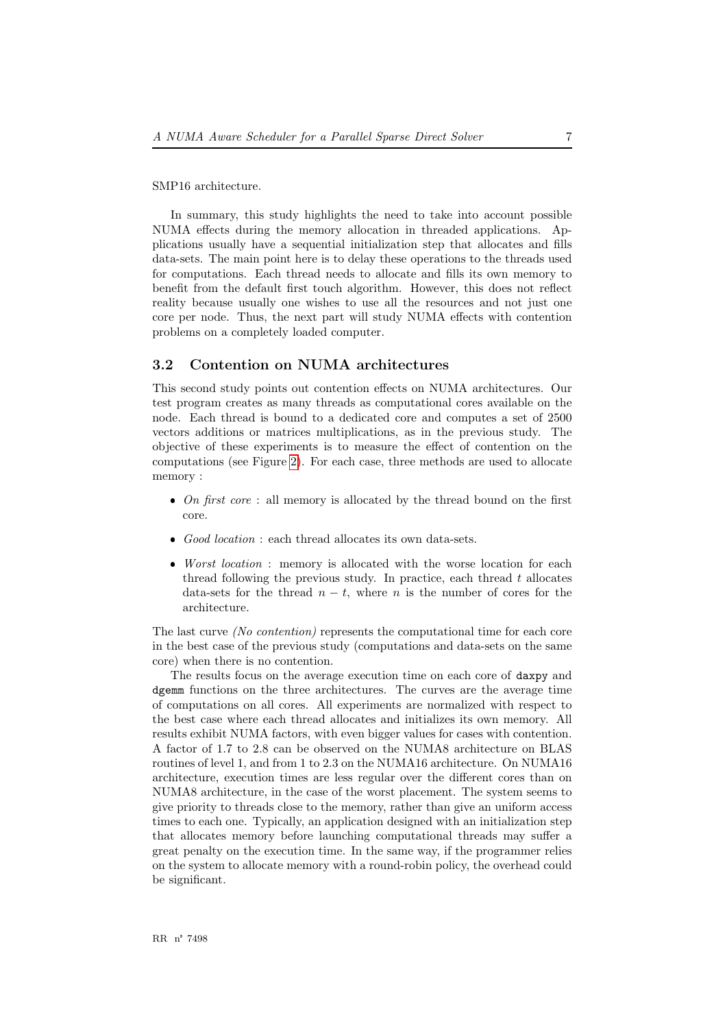SMP16 architecture.

In summary, this study highlights the need to take into account possible NUMA effects during the memory allocation in threaded applications. Applications usually have a sequential initialization step that allocates and fills data-sets. The main point here is to delay these operations to the threads used for computations. Each thread needs to allocate and fills its own memory to benefit from the default first touch algorithm. However, this does not reflect reality because usually one wishes to use all the resources and not just one core per node. Thus, the next part will study NUMA effects with contention problems on a completely loaded computer.

## 3.2 Contention on NUMA architectures

This second study points out contention effects on NUMA architectures. Our test program creates as many threads as computational cores available on the node. Each thread is bound to a dedicated core and computes a set of 2500 vectors additions or matrices multiplications, as in the previous study. The objective of these experiments is to measure the effect of contention on the computations (see Figure 2). For each case, three methods are used to allocate memory :

- *On first core* : all memory is allocated by the thread bound on the first core.
- *Good location* : each thread allocates its own data-sets.
- *Worst location* : memory is allocated with the worse location for each thread following the previous study. In practice, each thread $t$ allocates data-sets for the thread $n - t$, where $n$ is the number of cores for the architecture.

The last curve *(No contention)* represents the computational time for each core in the best case of the previous study (computations and data-sets on the same core) when there is no contention.

The results focus on the average execution time on each core of `daxpy` and `dgemm` functions on the three architectures. The curves are the average time of computations on all cores. All experiments are normalized with respect to the best case where each thread allocates and initializes its own memory. All results exhibit NUMA factors, with even bigger values for cases with contention. A factor of 1.7 to 2.8 can be observed on the NUMA8 architecture on BLAS routines of level 1, and from 1 to 2.3 on the NUMA16 architecture. On NUMA16 architecture, execution times are less regular over the different cores than on NUMA8 architecture, in the case of the worst placement. The system seems to give priority to threads close to the memory, rather than give an uniform access times to each one. Typically, an application designed with an initialization step that allocates memory before launching computational threads may suffer a great penalty on the execution time. In the same way, if the programmer relies on the system to allocate memory with a round-robin policy, the overhead could be significant.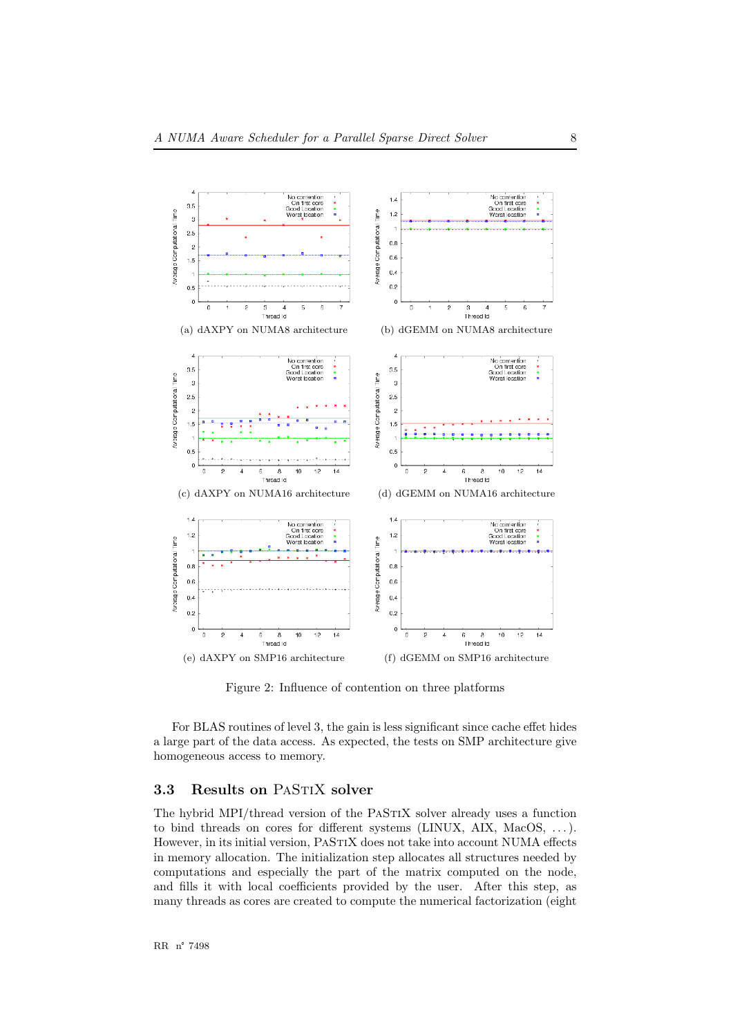(a) dAXPY on NUMA8 architecture

(b) dGEMM on NUMA8 architecture

(c) dAXPY on NUMA16 architecture

(d) dGEMM on NUMA16 architecture

(e) dAXPY on SMP16 architecture

(f) dGEMM on SMP16 architecture

Figure 2: Influence of contention on three platforms

For BLAS routines of level 3, the gain is less significant since cache effet hides a large part of the data access. As expected, the tests on SMP architecture give homogeneous access to memory.

### 3.3 Results on PaStiX solver

The hybrid MPI/thread version of the PaStiX solver already uses a function to bind threads on cores for different systems (LINUX, AIX, MacOS, ...). However, in its initial version, PaStiX does not take into account NUMA effects in memory allocation. The initialization step allocates all structures needed by computations and especially the part of the matrix computed on the node, and fills it with local coefficients provided by the user. After this step, as many threads as cores are created to compute the numerical factorization (eight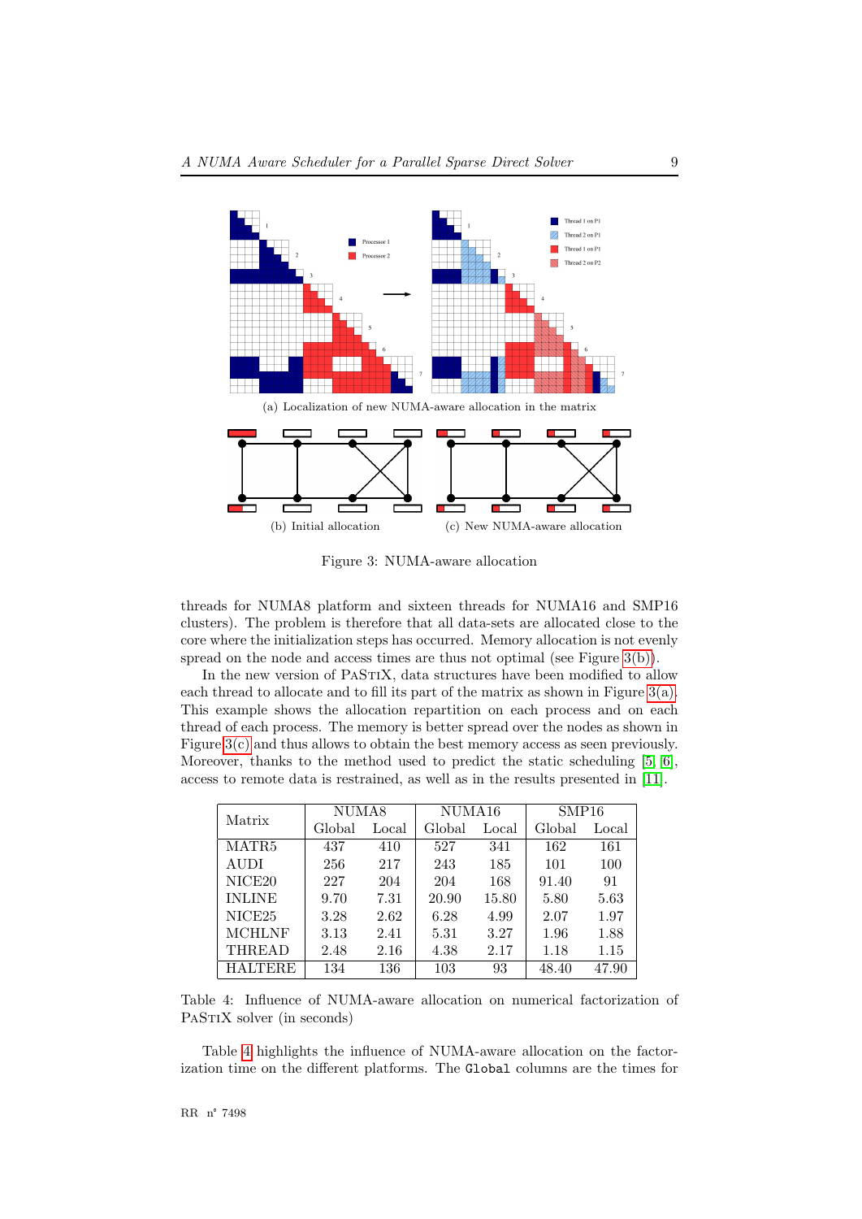(a) Localization of new NUMA-aware allocation in the matrix

(b) Initial allocation

(c) New NUMA-aware allocation

Figure 3: NUMA-aware allocation

threads for NUMA8 platform and sixteen threads for NUMA16 and SMP16 clusters). The problem is therefore that all data-sets are allocated close to the core where the initialization steps has occurred. Memory allocation is not evenly spread on the node and access times are thus not optimal (see Figure 3(b)).

In the new version of PaStiX, data structures have been modified to allow each thread to allocate and to fill its part of the matrix as shown in Figure 3(a). This example shows the allocation repartition on each process and on each thread of each process. The memory is better spread over the nodes as shown in Figure 3(c) and thus allows to obtain the best memory access as seen previously. Moreover, thanks to the method used to predict the static scheduling [5, 6], access to remote data is restrained, as well as in the results presented in [11].

| Matrix | NUMA8 | | NUMA16 | | SMP16 | |
|---|---|---|---|---|---|---|
| | Global | Local | Global | Local | Global | Local |
| MATR5 | 437 | 410 | 527 | 341 | 162 | 161 |
| AUDI | 256 | 217 | 243 | 185 | 101 | 100 |
| NICE20 | 227 | 204 | 204 | 168 | 91.40 | 91 |
| INLINE | 9.70 | 7.31 | 20.90 | 15.80 | 5.80 | 5.63 |
| NICE25 | 3.28 | 2.62 | 6.28 | 4.99 | 2.07 | 1.97 |
| MCHLNF | 3.13 | 2.41 | 5.31 | 3.27 | 1.96 | 1.88 |
| THREAD | 2.48 | 2.16 | 4.38 | 2.17 | 1.18 | 1.15 |
| HALTERE | 134 | 136 | 103 | 93 | 48.40 | 47.90 |

Table 4: Influence of NUMA-aware allocation on numerical factorization of PaStiX solver (in seconds)

Table 4 highlights the influence of NUMA-aware allocation on the factorization time on the different platforms. The `Global` columns are the times for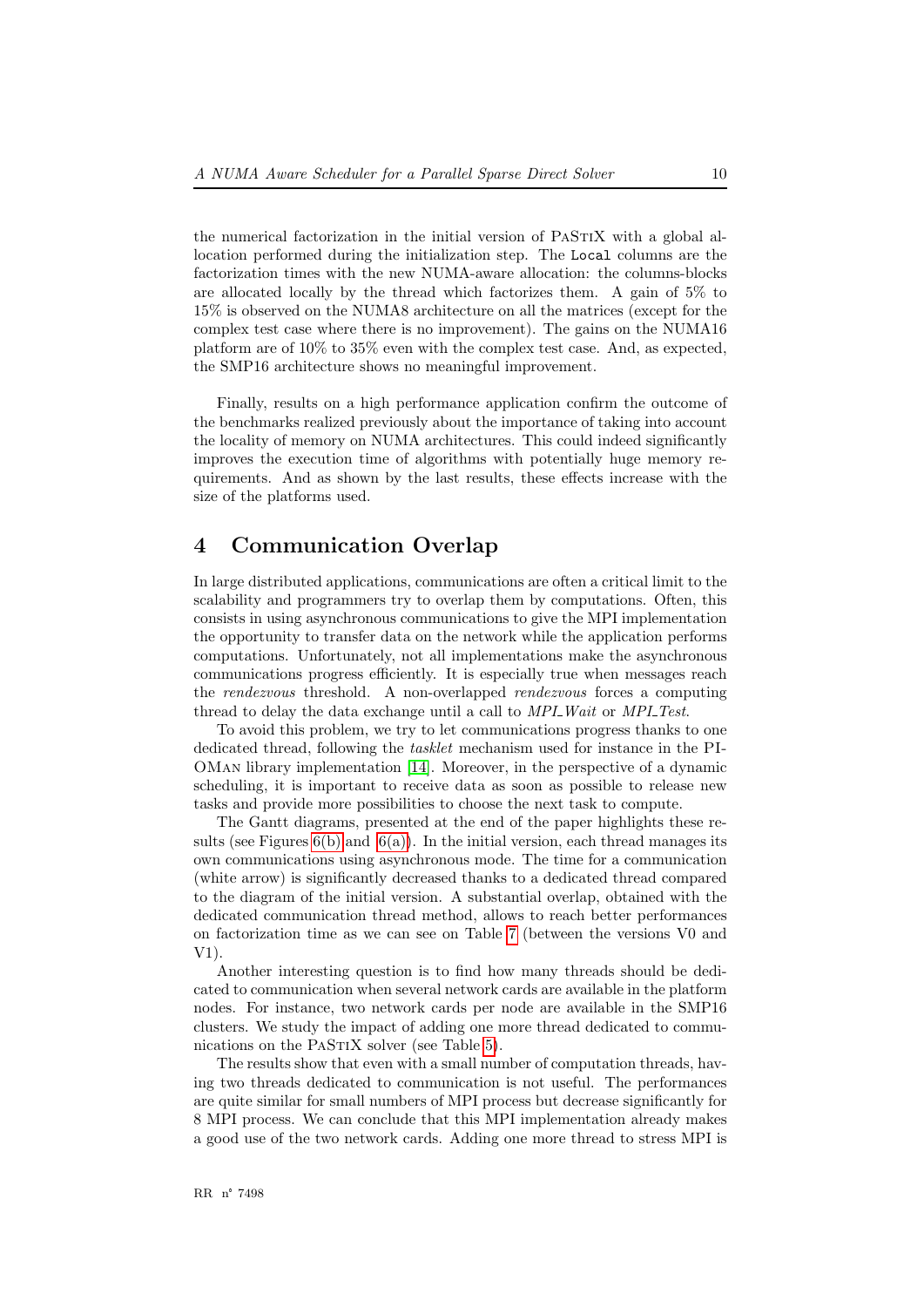the numerical factorization in the initial version of PaStiX with a global allocation performed during the initialization step. The `Local` columns are the factorization times with the new NUMA-aware allocation: the columns-blocks are allocated locally by the thread which factorizes them. A gain of 5% to 15% is observed on the NUMA8 architecture on all the matrices (except for the complex test case where there is no improvement). The gains on the NUMA16 platform are of 10% to 35% even with the complex test case. And, as expected, the SMP16 architecture shows no meaningful improvement.

Finally, results on a high performance application confirm the outcome of the benchmarks realized previously about the importance of taking into account the locality of memory on NUMA architectures. This could indeed significantly improves the execution time of algorithms with potentially huge memory requirements. And as shown by the last results, these effects increase with the size of the platforms used.

# 4 Communication Overlap

In large distributed applications, communications are often a critical limit to the scalability and programmers try to overlap them by computations. Often, this consists in using asynchronous communications to give the MPI implementation the opportunity to transfer data on the network while the application performs computations. Unfortunately, not all implementations make the asynchronous communications progress efficiently. It is especially true when messages reach the *rendezvous* threshold. A non-overlapped *rendezvous* forces a computing thread to delay the data exchange until a call to *MPI_Wait* or *MPI_Test*.

To avoid this problem, we try to let communications progress thanks to one dedicated thread, following the *tasklet* mechanism used for instance in the PIOMan library implementation [14]. Moreover, in the perspective of a dynamic scheduling, it is important to receive data as soon as possible to release new tasks and provide more possibilities to choose the next task to compute.

The Gantt diagrams, presented at the end of the paper highlights these results (see Figures 6(b) and 6(a)). In the initial version, each thread manages its own communications using asynchronous mode. The time for a communication (white arrow) is significantly decreased thanks to a dedicated thread compared to the diagram of the initial version. A substantial overlap, obtained with the dedicated communication thread method, allows to reach better performances on factorization time as we can see on Table 7 (between the versions V0 and V1).

Another interesting question is to find how many threads should be dedicated to communication when several network cards are available in the platform nodes. For instance, two network cards per node are available in the SMP16 clusters. We study the impact of adding one more thread dedicated to communications on the PaStiX solver (see Table 5).

The results show that even with a small number of computation threads, having two threads dedicated to communication is not useful. The performances are quite similar for small numbers of MPI process but decrease significantly for 8 MPI process. We can conclude that this MPI implementation already makes a good use of the two network cards. Adding one more thread to stress MPI is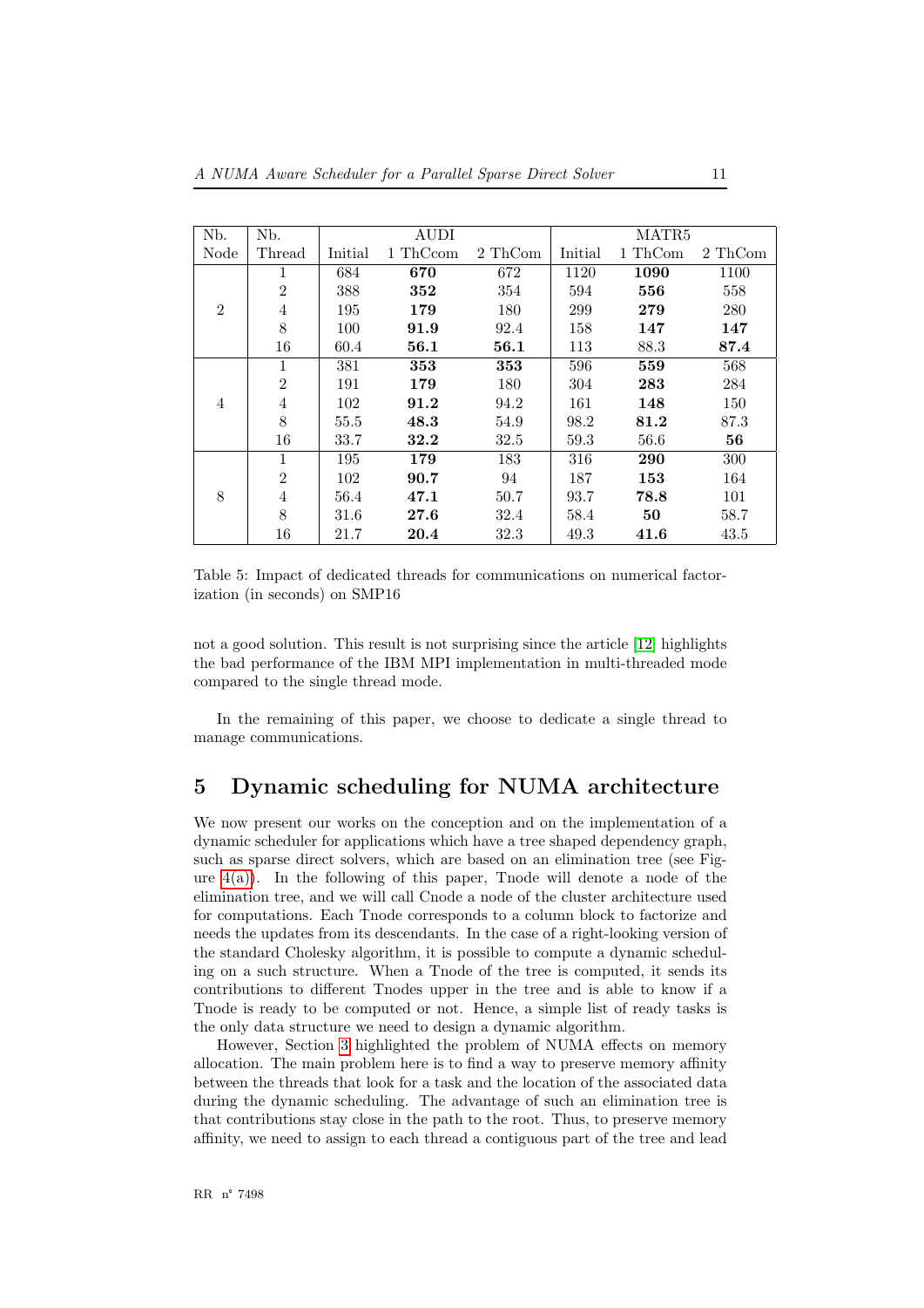| Nb. Node | Nb. Thread | AUDI | | | MATR5 | | |
|---|---|---|---|---|---|---|---|
| | | Initial | 1 ThCcom | 2 ThCom | Initial | 1 ThCom | 2 ThCom |
| 2 | 1 | 684 | **670** | 672 | 1120 | **1090** | 1100 |
| | 2 | 388 | **352** | 354 | 594 | **556** | 558 |
| | 4 | 195 | **179** | 180 | 299 | **279** | 280 |
| | 8 | 100 | **91.9** | 92.4 | 158 | **147** | **147** |
| | 16 | 60.4 | **56.1** | **56.1** | 113 | 88.3 | **87.4** |
| 4 | 1 | 381 | **353** | **353** | 596 | **559** | 568 |
| | 2 | 191 | **179** | 180 | 304 | **283** | 284 |
| | 4 | 102 | **91.2** | 94.2 | 161 | **148** | 150 |
| | 8 | 55.5 | **48.3** | 54.9 | 98.2 | **81.2** | 87.3 |
| | 16 | 33.7 | **32.2** | 32.5 | 59.3 | 56.6 | **56** |
| 8 | 1 | 195 | **179** | 183 | 316 | **290** | 300 |
| | 2 | 102 | **90.7** | 94 | 187 | **153** | 164 |
| | 4 | 56.4 | **47.1** | 50.7 | 93.7 | **78.8** | 101 |
| | 8 | 31.6 | **27.6** | 32.4 | 58.4 | **50** | 58.7 |
| | 16 | 21.7 | **20.4** | 32.3 | 49.3 | **41.6** | 43.5 |

Table 5: Impact of dedicated threads for communications on numerical factorization (in seconds) on SMP16

not a good solution. This result is not surprising since the article [12] highlights the bad performance of the IBM MPI implementation in multi-threaded mode compared to the single thread mode.

In the remaining of this paper, we choose to dedicate a single thread to manage communications.

# 5 Dynamic scheduling for NUMA architecture

We now present our works on the conception and on the implementation of a dynamic scheduler for applications which have a tree shaped dependency graph, such as sparse direct solvers, which are based on an elimination tree (see Figure 4(a)). In the following of this paper, Tnode will denote a node of the elimination tree, and we will call Cnode a node of the cluster architecture used for computations. Each Tnode corresponds to a column block to factorize and needs the updates from its descendants. In the case of a right-looking version of the standard Cholesky algorithm, it is possible to compute a dynamic scheduling on a such structure. When a Tnode of the tree is computed, it sends its contributions to different Tnodes upper in the tree and is able to know if a Tnode is ready to be computed or not. Hence, a simple list of ready tasks is the only data structure we need to design a dynamic algorithm.

However, Section 3 highlighted the problem of NUMA effects on memory allocation. The main problem here is to find a way to preserve memory affinity between the threads that look for a task and the location of the associated data during the dynamic scheduling. The advantage of such an elimination tree is that contributions stay close in the path to the root. Thus, to preserve memory affinity, we need to assign to each thread a contiguous part of the tree and lead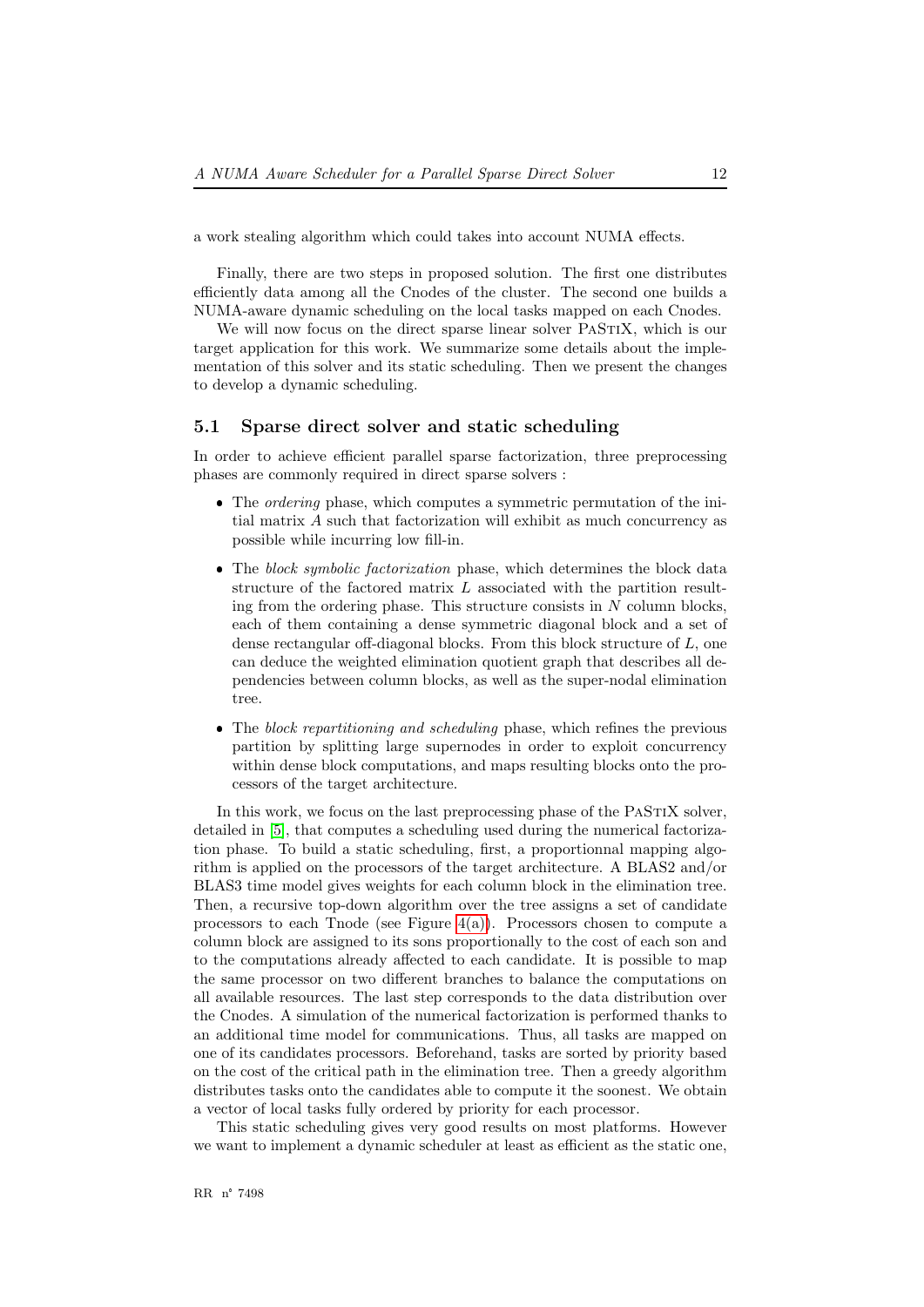a work stealing algorithm which could takes into account NUMA effects.

Finally, there are two steps in proposed solution. The first one distributes efficiently data among all the Cnodes of the cluster. The second one builds a NUMA-aware dynamic scheduling on the local tasks mapped on each Cnodes.

We will now focus on the direct sparse linear solver PaStiX, which is our target application for this work. We summarize some details about the implementation of this solver and its static scheduling. Then we present the changes to develop a dynamic scheduling.

## 5.1 Sparse direct solver and static scheduling

In order to achieve efficient parallel sparse factorization, three preprocessing phases are commonly required in direct sparse solvers :

- The *ordering* phase, which computes a symmetric permutation of the initial matrix $A$ such that factorization will exhibit as much concurrency as possible while incurring low fill-in.
- The *block symbolic factorization* phase, which determines the block data structure of the factored matrix $L$ associated with the partition resulting from the ordering phase. This structure consists in $N$ column blocks, each of them containing a dense symmetric diagonal block and a set of dense rectangular off-diagonal blocks. From this block structure of $L$, one can deduce the weighted elimination quotient graph that describes all dependencies between column blocks, as well as the super-nodal elimination tree.
- The *block repartitioning and scheduling* phase, which refines the previous partition by splitting large supernodes in order to exploit concurrency within dense block computations, and maps resulting blocks onto the processors of the target architecture.

In this work, we focus on the last preprocessing phase of the PaStiX solver, detailed in [5], that computes a scheduling used during the numerical factorization phase. To build a static scheduling, first, a proportionnal mapping algorithm is applied on the processors of the target architecture. A BLAS2 and/or BLAS3 time model gives weights for each column block in the elimination tree. Then, a recursive top-down algorithm over the tree assigns a set of candidate processors to each Tnode (see Figure 4(a)). Processors chosen to compute a column block are assigned to its sons proportionally to the cost of each son and to the computations already affected to each candidate. It is possible to map the same processor on two different branches to balance the computations on all available resources. The last step corresponds to the data distribution over the Cnodes. A simulation of the numerical factorization is performed thanks to an additional time model for communications. Thus, all tasks are mapped on one of its candidates processors. Beforehand, tasks are sorted by priority based on the cost of the critical path in the elimination tree. Then a greedy algorithm distributes tasks onto the candidates able to compute it the soonest. We obtain a vector of local tasks fully ordered by priority for each processor.

This static scheduling gives very good results on most platforms. However we want to implement a dynamic scheduler at least as efficient as the static one,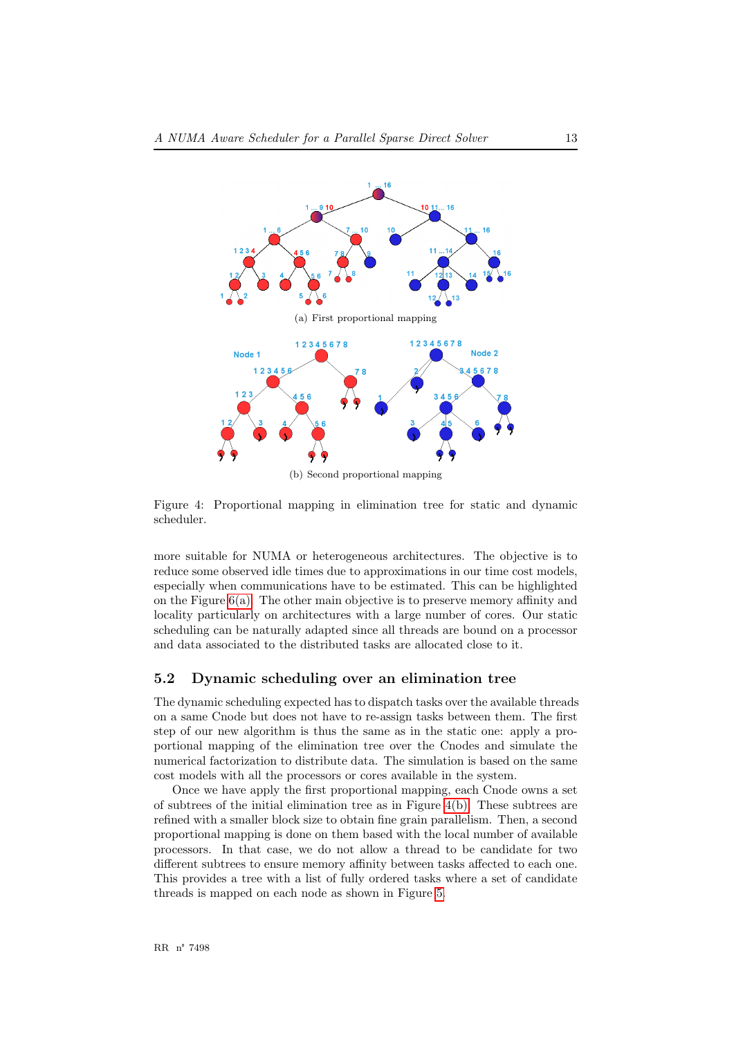(a) First proportional mapping

(b) Second proportional mapping

Figure 4: Proportional mapping in elimination tree for static and dynamic scheduler.

more suitable for NUMA or heterogeneous architectures. The objective is to reduce some observed idle times due to approximations in our time cost models, especially when communications have to be estimated. This can be highlighted on the Figure 6(a). The other main objective is to preserve memory affinity and locality particularly on architectures with a large number of cores. Our static scheduling can be naturally adapted since all threads are bound on a processor and data associated to the distributed tasks are allocated close to it.

## 5.2 Dynamic scheduling over an elimination tree

The dynamic scheduling expected has to dispatch tasks over the available threads on a same Cnode but does not have to re-assign tasks between them. The first step of our new algorithm is thus the same as in the static one: apply a proportional mapping of the elimination tree over the Cnodes and simulate the numerical factorization to distribute data. The simulation is based on the same cost models with all the processors or cores available in the system.

Once we have apply the first proportional mapping, each Cnode owns a set of subtrees of the initial elimination tree as in Figure 4(b). These subtrees are refined with a smaller block size to obtain fine grain parallelism. Then, a second proportional mapping is done on them based with the local number of available processors. In that case, we do not allow a thread to be candidate for two different subtrees to ensure memory affinity between tasks affected to each one. This provides a tree with a list of fully ordered tasks where a set of candidate threads is mapped on each node as shown in Figure 5.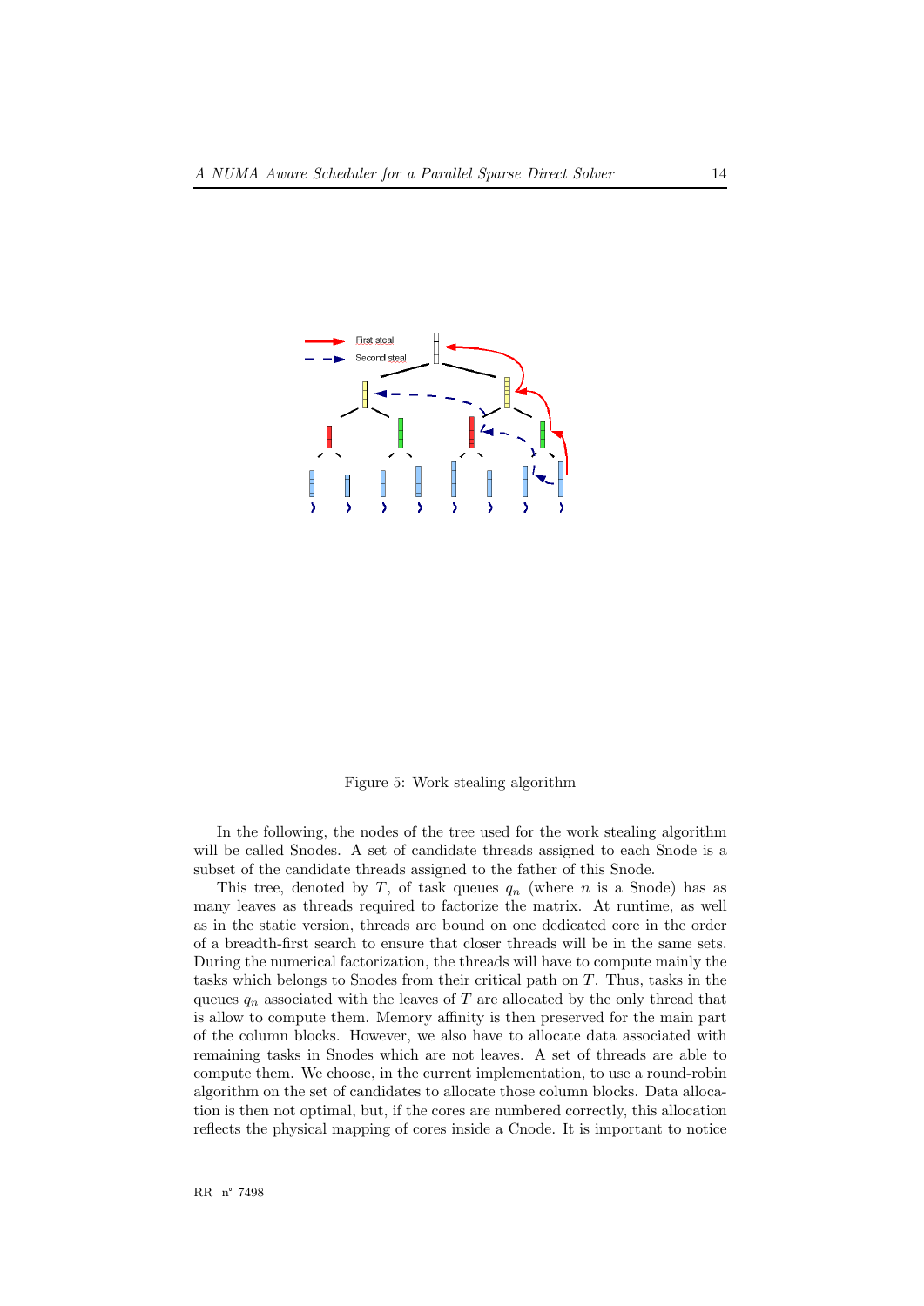Figure 5: Work stealing algorithm

In the following, the nodes of the tree used for the work stealing algorithm will be called Snodes. A set of candidate threads assigned to each Snode is a subset of the candidate threads assigned to the father of this Snode.

This tree, denoted by $T$, of task queues $q_n$ (where $n$ is a Snode) has as many leaves as threads required to factorize the matrix. At runtime, as well as in the static version, threads are bound on one dedicated core in the order of a breadth-first search to ensure that closer threads will be in the same sets. During the numerical factorization, the threads will have to compute mainly the tasks which belongs to Snodes from their critical path on $T$. Thus, tasks in the queues $q_n$ associated with the leaves of $T$ are allocated by the only thread that is allow to compute them. Memory affinity is then preserved for the main part of the column blocks. However, we also have to allocate data associated with remaining tasks in Snodes which are not leaves. A set of threads are able to compute them. We choose, in the current implementation, to use a round-robin algorithm on the set of candidates to allocate those column blocks. Data allocation is then not optimal, but, if the cores are numbered correctly, this allocation reflects the physical mapping of cores inside a Cnode. It is important to notice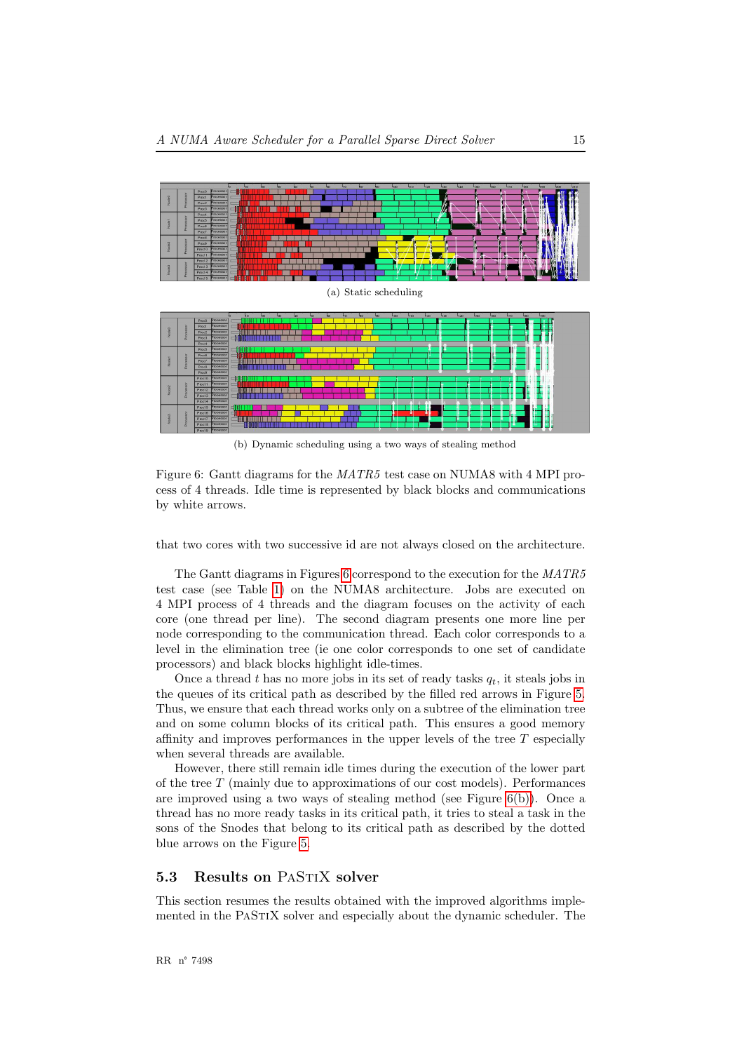(a) Static scheduling

(b) Dynamic scheduling using a two ways of stealing method

Figure 6: Gantt diagrams for the *MATR5* test case on NUMA8 with 4 MPI process of 4 threads. Idle time is represented by black blocks and communications by white arrows.

that two cores with two successive id are not always closed on the architecture.

The Gantt diagrams in Figures 6 correspond to the execution for the *MATR5* test case (see Table 1) on the NUMA8 architecture. Jobs are executed on 4 MPI process of 4 threads and the diagram focuses on the activity of each core (one thread per line). The second diagram presents one more line per node corresponding to the communication thread. Each color corresponds to a level in the elimination tree (ie one color corresponds to one set of candidate processors) and black blocks highlight idle-times.

Once a thread $t$ has no more jobs in its set of ready tasks $q_t$, it steals jobs in the queues of its critical path as described by the filled red arrows in Figure 5. Thus, we ensure that each thread works only on a subtree of the elimination tree and on some column blocks of its critical path. This ensures a good memory affinity and improves performances in the upper levels of the tree $T$ especially when several threads are available.

However, there still remain idle times during the execution of the lower part of the tree $T$ (mainly due to approximations of our cost models). Performances are improved using a two ways of stealing method (see Figure 6(b)). Once a thread has no more ready tasks in its critical path, it tries to steal a task in the sons of the Snodes that belong to its critical path as described by the dotted blue arrows on the Figure 5.

## 5.3 Results on PaStiX solver

This section resumes the results obtained with the improved algorithms implemented in the PaStiX solver and especially about the dynamic scheduler. The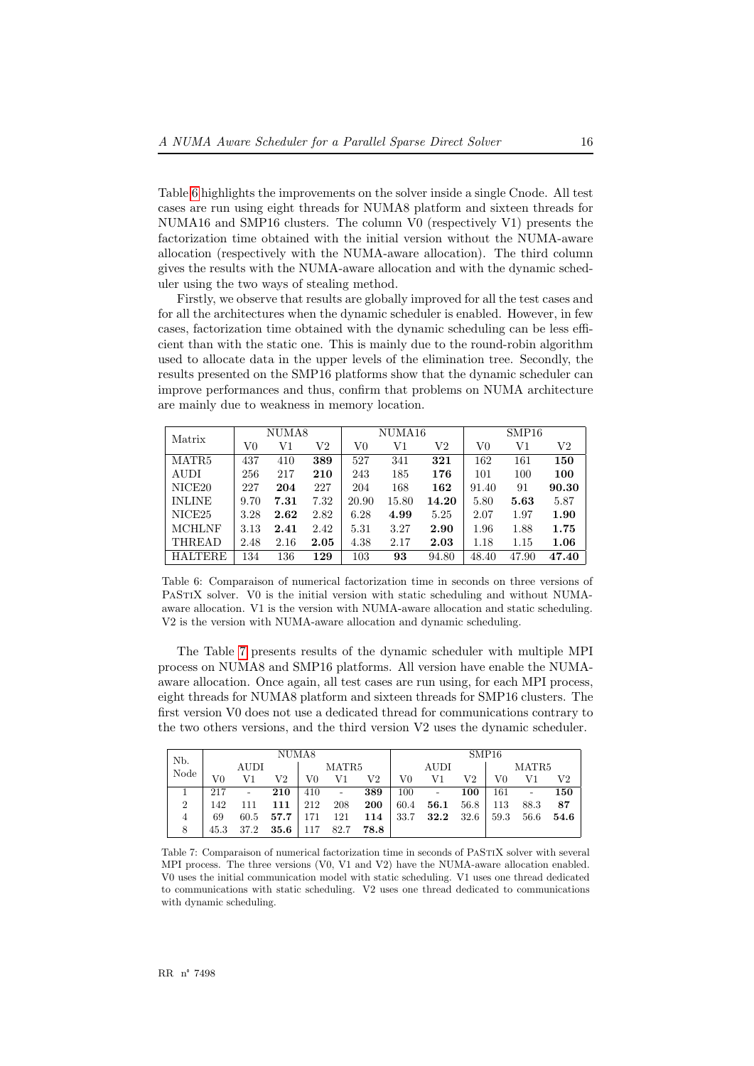Table 6 highlights the improvements on the solver inside a single Cnode. All test cases are run using eight threads for NUMA8 platform and sixteen threads for NUMA16 and SMP16 clusters. The column V0 (respectively V1) presents the factorization time obtained with the initial version without the NUMA-aware allocation (respectively with the NUMA-aware allocation). The third column gives the results with the NUMA-aware allocation and with the dynamic scheduler using the two ways of stealing method.

Firstly, we observe that results are globally improved for all the test cases and for all the architectures when the dynamic scheduler is enabled. However, in few cases, factorization time obtained with the dynamic scheduling can be less efficient than with the static one. This is mainly due to the round-robin algorithm used to allocate data in the upper levels of the elimination tree. Secondly, the results presented on the SMP16 platforms show that the dynamic scheduler can improve performances and thus, confirm that problems on NUMA architecture are mainly due to weakness in memory location.

| Matrix | NUMA8 | | | NUMA16 | | | SMP16 | | |
|---|---|---|---|---|---|---|---|---|---|
| | V0 | V1 | V2 | V0 | V1 | V2 | V0 | V1 | V2 |
| MATR5 | 437 | 410 | **389** | 527 | 341 | **321** | 162 | 161 | **150** |
| AUDI | 256 | 217 | **210** | 243 | 185 | **176** | 101 | 100 | **100** |
| NICE20 | 227 | **204** | 227 | 204 | 168 | **162** | 91.40 | 91 | **90.30** |
| INLINE | 9.70 | **7.31** | 7.32 | 20.90 | 15.80 | **14.20** | 5.80 | **5.63** | 5.87 |
| NICE25 | 3.28 | **2.62** | 2.82 | 6.28 | **4.99** | 5.25 | 2.07 | 1.97 | **1.90** |
| MCHLNF | 3.13 | **2.41** | 2.42 | 5.31 | 3.27 | **2.90** | 1.96 | 1.88 | **1.75** |
| THREAD | 2.48 | 2.16 | **2.05** | 4.38 | 2.17 | **2.03** | 1.18 | 1.15 | **1.06** |
| HALTERE | 134 | 136 | **129** | 103 | **93** | 94.80 | 48.40 | 47.90 | **47.40** |

Table 6: Comparaison of numerical factorization time in seconds on three versions of PaStiX solver. V0 is the initial version with static scheduling and without NUMA-aware allocation. V1 is the version with NUMA-aware allocation and static scheduling. V2 is the version with NUMA-aware allocation and dynamic scheduling.

The Table 7 presents results of the dynamic scheduler with multiple MPI process on NUMA8 and SMP16 platforms. All version have enable the NUMA-aware allocation. Once again, all test cases are run using, for each MPI process, eight threads for NUMA8 platform and sixteen threads for SMP16 clusters. The first version V0 does not use a dedicated thread for communications contrary to the two others versions, and the third version V2 uses the dynamic scheduler.

| Nb. Node | NUMA8 | | | | | | SMP16 | | | | | |
|---|---|---|---|---|---|---|---|---|---|---|---|---|
| | AUDI | | | MATR5 | | | AUDI | | | MATR5 | | |
| | V0 | V1 | V2 | V0 | V1 | V2 | V0 | V1 | V2 | V0 | V1 | V2 |
| 1 | 217 | - | **210** | 410 | - | **389** | 100 | - | **100** | 161 | - | **150** |
| 2 | 142 | 111 | **111** | 212 | 208 | **200** | 60.4 | **56.1** | 56.8 | 113 | 88.3 | **87** |
| 4 | 69 | 60.5 | **57.7** | 171 | 121 | **114** | 33.7 | **32.2** | 32.6 | 59.3 | 56.6 | **54.6** |
| 8 | 45.3 | 37.2 | **35.6** | 117 | 82.7 | **78.8** | | | | | | |

Table 7: Comparaison of numerical factorization time in seconds of PaStiX solver with several MPI process. The three versions (V0, V1 and V2) have the NUMA-aware allocation enabled. V0 uses the initial communication model with static scheduling. V1 uses one thread dedicated to communications with static scheduling. V2 uses one thread dedicated to communications with dynamic scheduling.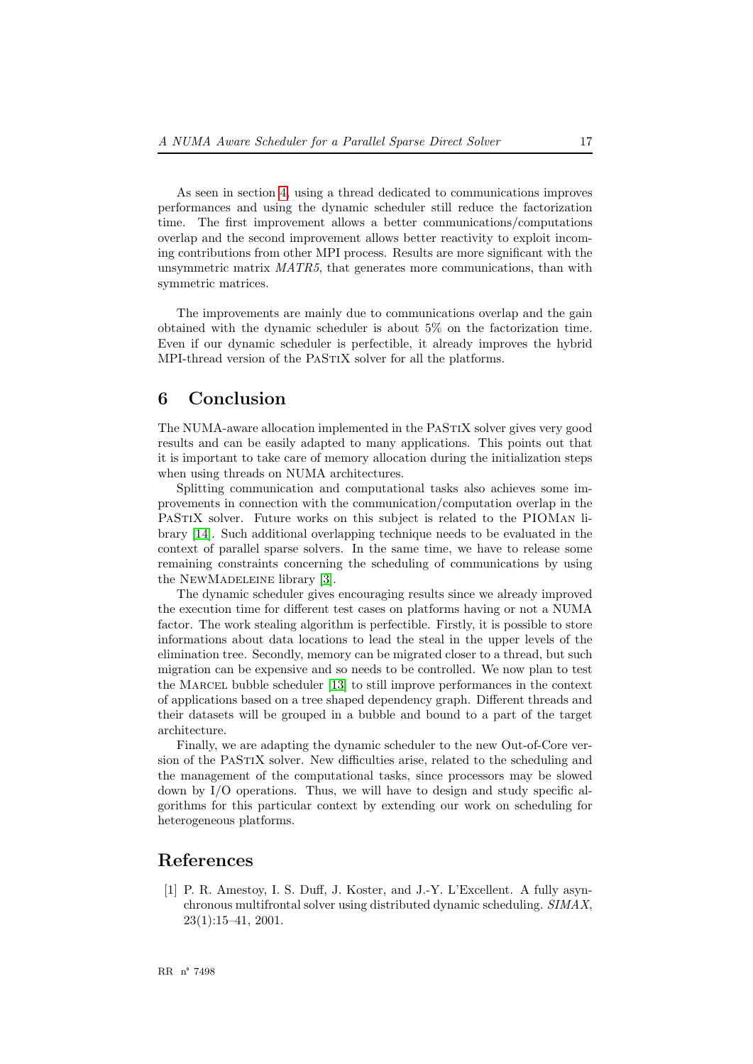As seen in section 4, using a thread dedicated to communications improves performances and using the dynamic scheduler still reduce the factorization time. The first improvement allows a better communications/computations overlap and the second improvement allows better reactivity to exploit incoming contributions from other MPI process. Results are more significant with the unsymmetric matrix *MATR5*, that generates more communications, than with symmetric matrices.

The improvements are mainly due to communications overlap and the gain obtained with the dynamic scheduler is about 5% on the factorization time. Even if our dynamic scheduler is perfectible, it already improves the hybrid MPI-thread version of the PaStiX solver for all the platforms.

# 6 Conclusion

The NUMA-aware allocation implemented in the PaStiX solver gives very good results and can be easily adapted to many applications. This points out that it is important to take care of memory allocation during the initialization steps when using threads on NUMA architectures.

Splitting communication and computational tasks also achieves some improvements in connection with the communication/computation overlap in the PaStiX solver. Future works on this subject is related to the PIOMan library [14]. Such additional overlapping technique needs to be evaluated in the context of parallel sparse solvers. In the same time, we have to release some remaining constraints concerning the scheduling of communications by using the NewMadeleine library [3].

The dynamic scheduler gives encouraging results since we already improved the execution time for different test cases on platforms having or not a NUMA factor. The work stealing algorithm is perfectible. Firstly, it is possible to store informations about data locations to lead the steal in the upper levels of the elimination tree. Secondly, memory can be migrated closer to a thread, but such migration can be expensive and so needs to be controlled. We now plan to test the Marcel bubble scheduler [13] to still improve performances in the context of applications based on a tree shaped dependency graph. Different threads and their datasets will be grouped in a bubble and bound to a part of the target architecture.

Finally, we are adapting the dynamic scheduler to the new Out-of-Core version of the PaStiX solver. New difficulties arise, related to the scheduling and the management of the computational tasks, since processors may be slowed down by I/O operations. Thus, we will have to design and study specific algorithms for this particular context by extending our work on scheduling for heterogeneous platforms.

# References

[1] P. R. Amestoy, I. S. Duff, J. Koster, and J.-Y. L'Excellent. A fully asynchronous multifrontal solver using distributed dynamic scheduling. *SIMAX*, 23(1):15–41, 2001.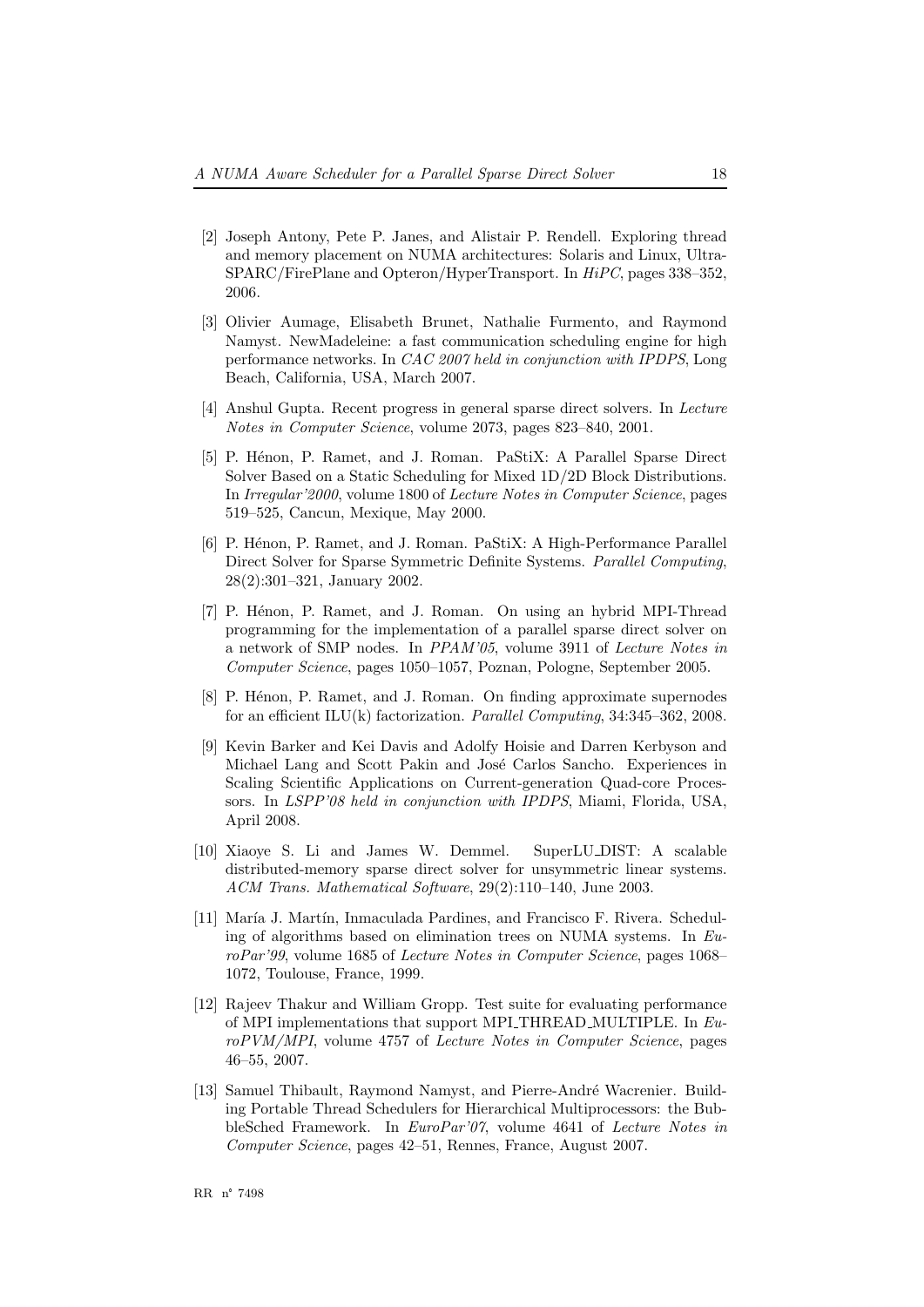[2] Joseph Antony, Pete P. Janes, and Alistair P. Rendell. Exploring thread and memory placement on NUMA architectures: Solaris and Linux, UltraSPARC/FirePlane and Opteron/HyperTransport. In *HiPC*, pages 338–352, 2006.

[3] Olivier Aumage, Elisabeth Brunet, Nathalie Furmento, and Raymond Namyst. NewMadeleine: a fast communication scheduling engine for high performance networks. In *CAC 2007 held in conjunction with IPDPS*, Long Beach, California, USA, March 2007.

[4] Anshul Gupta. Recent progress in general sparse direct solvers. In *Lecture Notes in Computer Science*, volume 2073, pages 823–840, 2001.

[5] P. Hénon, P. Ramet, and J. Roman. PaStiX: A Parallel Sparse Direct Solver Based on a Static Scheduling for Mixed 1D/2D Block Distributions. In *Irregular'2000*, volume 1800 of *Lecture Notes in Computer Science*, pages 519–525, Cancun, Mexique, May 2000.

[6] P. Hénon, P. Ramet, and J. Roman. PaStiX: A High-Performance Parallel Direct Solver for Sparse Symmetric Definite Systems. *Parallel Computing*, 28(2):301–321, January 2002.

[7] P. Hénon, P. Ramet, and J. Roman. On using an hybrid MPI-Thread programming for the implementation of a parallel sparse direct solver on a network of SMP nodes. In *PPAM'05*, volume 3911 of *Lecture Notes in Computer Science*, pages 1050–1057, Poznan, Pologne, September 2005.

[8] P. Hénon, P. Ramet, and J. Roman. On finding approximate supernodes for an efficient ILU(k) factorization. *Parallel Computing*, 34:345–362, 2008.

[9] Kevin Barker and Kei Davis and Adolfy Hoisie and Darren Kerbyson and Michael Lang and Scott Pakin and José Carlos Sancho. Experiences in Scaling Scientific Applications on Current-generation Quad-core Processors. In *LSPP'08 held in conjunction with IPDPS*, Miami, Florida, USA, April 2008.

[10] Xiaoye S. Li and James W. Demmel. SuperLU_DIST: A scalable distributed-memory sparse direct solver for unsymmetric linear systems. *ACM Trans. Mathematical Software*, 29(2):110–140, June 2003.

[11] María J. Martín, Inmaculada Pardines, and Francisco F. Rivera. Scheduling of algorithms based on elimination trees on NUMA systems. In *EuroPar'99*, volume 1685 of *Lecture Notes in Computer Science*, pages 1068–1072, Toulouse, France, 1999.

[12] Rajeev Thakur and William Gropp. Test suite for evaluating performance of MPI implementations that support MPI_THREAD_MULTIPLE. In *EuroPVM/MPI*, volume 4757 of *Lecture Notes in Computer Science*, pages 46–55, 2007.

[13] Samuel Thibault, Raymond Namyst, and Pierre-André Wacrenier. Building Portable Thread Schedulers for Hierarchical Multiprocessors: the BubbleSched Framework. In *EuroPar'07*, volume 4641 of *Lecture Notes in Computer Science*, pages 42–51, Rennes, France, August 2007.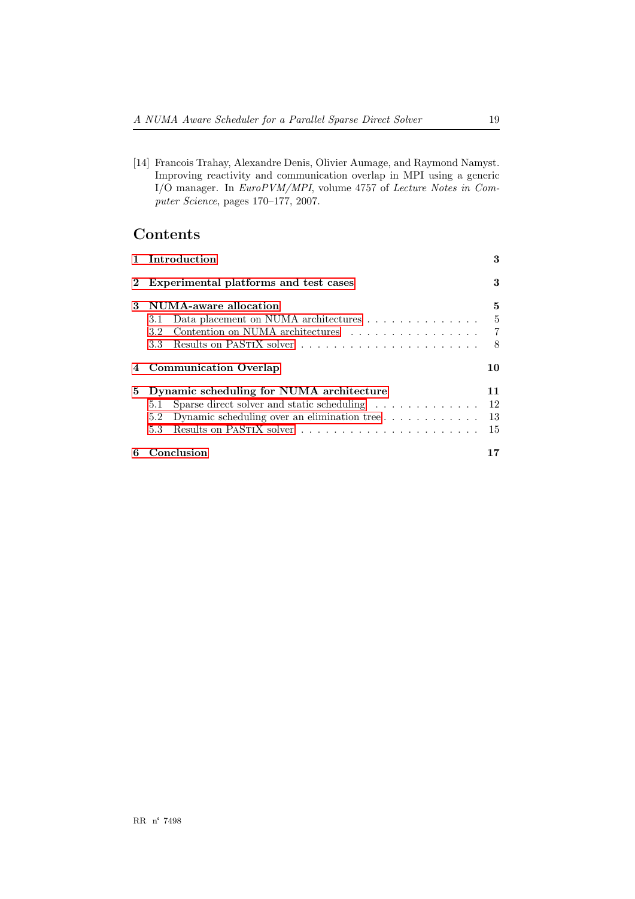[14] Francois Trahay, Alexandre Denis, Olivier Aumage, and Raymond Namyst. Improving reactivity and communication overlap in MPI using a generic I/O manager. In *EuroPVM/MPI*, volume 4757 of *Lecture Notes in Computer Science*, pages 170–177, 2007.

## Contents

**1 Introduction** **3**

**2 Experimental platforms and test cases** **3**

**3 NUMA-aware allocation** **5**
- 3.1 Data placement on NUMA architectures . . . . . . . . . . . . . . . 5
- 3.2 Contention on NUMA architectures . . . . . . . . . . . . . . . . . 7
- 3.3 Results on PaStiX solver . . . . . . . . . . . . . . . . . . . . . . 8

**4 Communication Overlap** **10**

**5 Dynamic scheduling for NUMA architecture** **11**
- 5.1 Sparse direct solver and static scheduling . . . . . . . . . . . . . 12
- 5.2 Dynamic scheduling over an elimination tree . . . . . . . . . . . . 13
- 5.3 Results on PaStiX solver . . . . . . . . . . . . . . . . . . . . . . 15

**6 Conclusion** **17**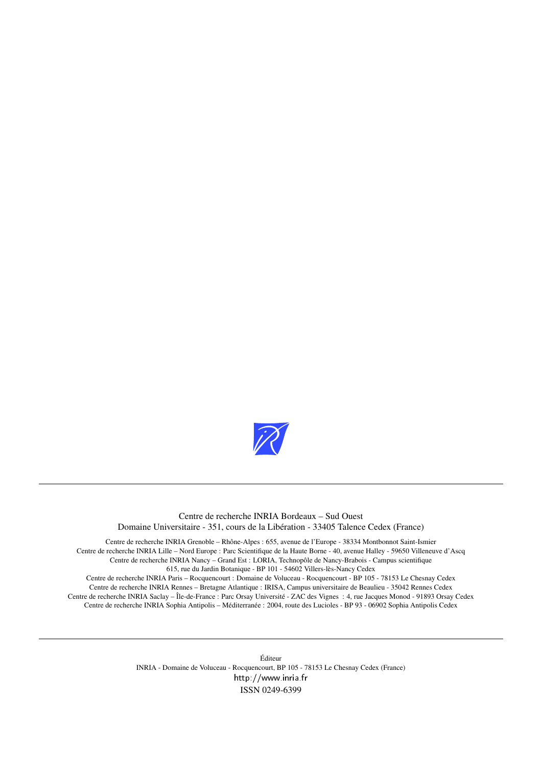Centre de recherche INRIA Bordeaux – Sud Ouest
Domaine Universitaire - 351, cours de la Libération - 33405 Talence Cedex (France)

Centre de recherche INRIA Grenoble – Rhône-Alpes : 655, avenue de l'Europe - 38334 Montbonnot Saint-Ismier
Centre de recherche INRIA Lille – Nord Europe : Parc Scientifique de la Haute Borne - 40, avenue Halley - 59650 Villeneuve d'Ascq
Centre de recherche INRIA Nancy – Grand Est : LORIA, Technopôle de Nancy-Brabois - Campus scientifique
615, rue du Jardin Botanique - BP 101 - 54602 Villers-lès-Nancy Cedex
Centre de recherche INRIA Paris – Rocquencourt : Domaine de Voluceau - Rocquencourt - BP 105 - 78153 Le Chesnay Cedex
Centre de recherche INRIA Rennes – Bretagne Atlantique : IRISA, Campus universitaire de Beaulieu - 35042 Rennes Cedex
Centre de recherche INRIA Saclay – Île-de-France : Parc Orsay Université - ZAC des Vignes : 4, rue Jacques Monod - 91893 Orsay Cedex
Centre de recherche INRIA Sophia Antipolis – Méditerranée : 2004, route des Lucioles - BP 93 - 06902 Sophia Antipolis Cedex

Éditeur
INRIA - Domaine de Voluceau - Rocquencourt, BP 105 - 78153 Le Chesnay Cedex (France)
http://www.inria.fr
ISSN 0249-6399